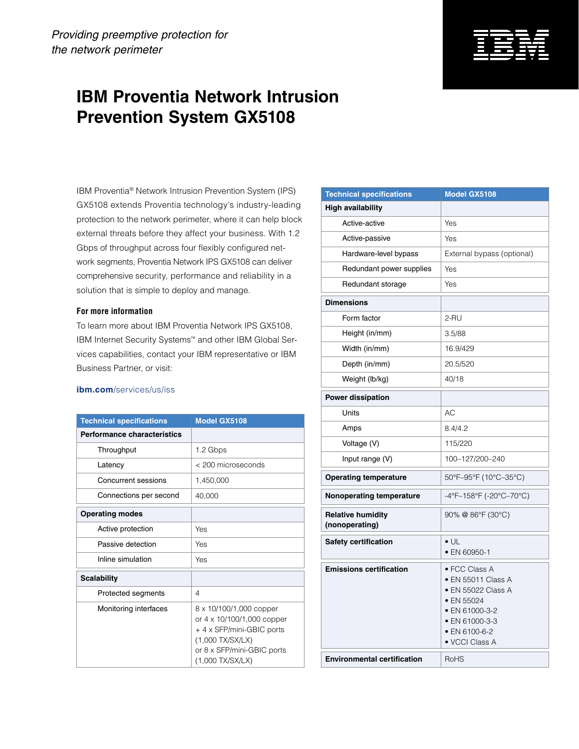*Providing preemptive protection for the network perimeter*

# IBM Proventia Network Intrusion Prevention System GX5108

IBM Proventia® Network Intrusion Prevention System (IPS) GX5108 extends Proventia technology's industry-leading protection to the network perimeter, where it can help block external threats before they affect your business. With 1.2 Gbps of throughput across four flexibly configured network segments, Proventia Network IPS GX5108 can deliver comprehensive security, performance and reliability in a solution that is simple to deploy and manage.

### For more information

To learn more about IBM Proventia Network IPS GX5108, IBM Internet Security Systems™ and other IBM Global Services capabilities, contact your IBM representative or IBM Business Partner, or visit:

**ibm.com**/services/us/iss

| Technical specifications | Model GX5108 |
|---|---|
| **Performance characteristics** | |
| Throughput | 1.2 Gbps |
| Latency | < 200 microseconds |
| Concurrent sessions | 1,450,000 |
| Connections per second | 40,000 |
| **Operating modes** | |
| Active protection | Yes |
| Passive detection | Yes |
| Inline simulation | Yes |
| **Scalability** | |
| Protected segments | 4 |
| Monitoring interfaces | 8 x 10/100/1,000 copper or 4 x 10/100/1,000 copper + 4 x SFP/mini-GBIC ports (1,000 TX/SX/LX) or 8 x SFP/mini-GBIC ports (1,000 TX/SX/LX) |

| Technical specifications | Model GX5108 |
|---|---|
| **High availability** | |
| Active-active | Yes |
| Active-passive | Yes |
| Hardware-level bypass | External bypass (optional) |
| Redundant power supplies | Yes |
| Redundant storage | Yes |
| **Dimensions** | |
| Form factor | 2-RU |
| Height (in/mm) | 3.5/88 |
| Width (in/mm) | 16.9/429 |
| Depth (in/mm) | 20.5/520 |
| Weight (lb/kg) | 40/18 |
| **Power dissipation** | |
| Units | AC |
| Amps | 8.4/4.2 |
| Voltage (V) | 115/220 |
| Input range (V) | 100–127/200–240 |
| **Operating temperature** | 50°F–95°F (10°C–35°C) |
| **Nonoperating temperature** | -4°F–158°F (-20°C–70°C) |
| **Relative humidity (nonoperating)** | 90% @ 86°F (30°C) |
| **Safety certification** | • UL<br>• EN 60950-1 |
| **Emissions certification** | • FCC Class A<br>• EN 55011 Class A<br>• EN 55022 Class A<br>• EN 55024<br>• EN 61000-3-2<br>• EN 61000-3-3<br>• EN 6100-6-2<br>• VCCI Class A |
| **Environmental certification** | RoHS |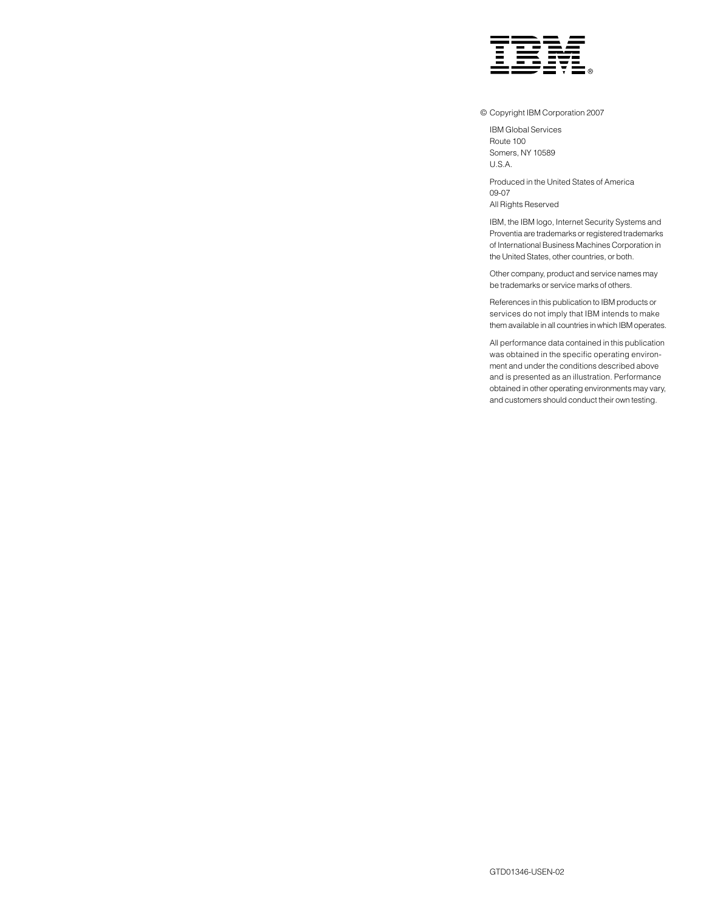© Copyright IBM Corporation 2007

IBM Global Services
Route 100
Somers, NY 10589
U.S.A.

Produced in the United States of America
09-07
All Rights Reserved

IBM, the IBM logo, Internet Security Systems and Proventia are trademarks or registered trademarks of International Business Machines Corporation in the United States, other countries, or both.

Other company, product and service names may be trademarks or service marks of others.

References in this publication to IBM products or services do not imply that IBM intends to make them available in all countries in which IBM operates.

All performance data contained in this publication was obtained in the specific operating environment and under the conditions described above and is presented as an illustration. Performance obtained in other operating environments may vary, and customers should conduct their own testing.

GTD01346-USEN-02